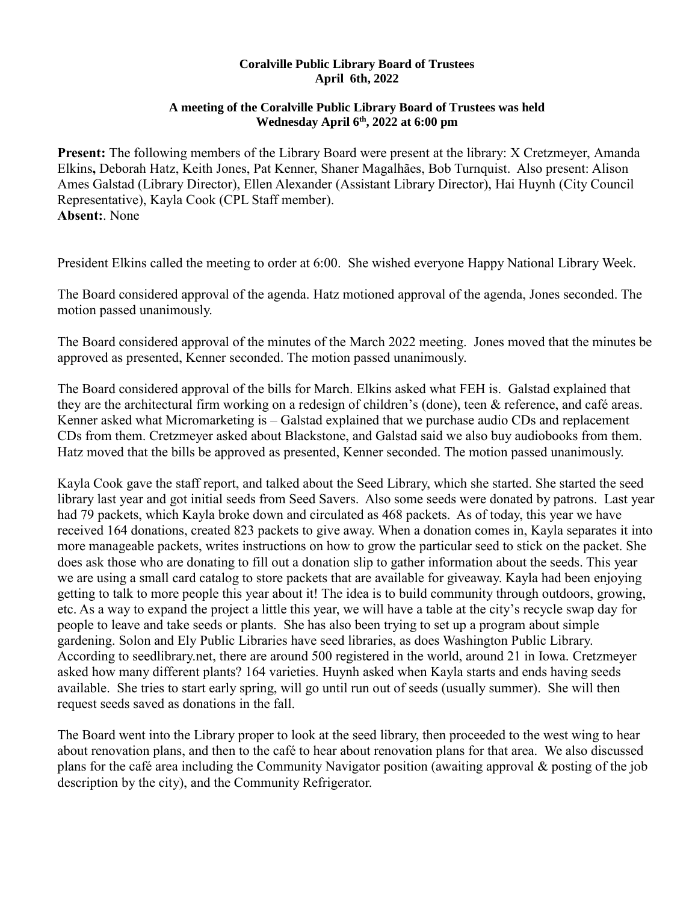**Coralville Public Library Board of Trustees**
**April 6th, 2022**

**A meeting of the Coralville Public Library Board of Trustees was held Wednesday April 6th, 2022 at 6:00 pm**

**Present:** The following members of the Library Board were present at the library: X Cretzmeyer, Amanda Elkins**,** Deborah Hatz, Keith Jones, Pat Kenner, Shaner Magalhães, Bob Turnquist. Also present: Alison Ames Galstad (Library Director), Ellen Alexander (Assistant Library Director), Hai Huynh (City Council Representative), Kayla Cook (CPL Staff member).
**Absent:**. None

President Elkins called the meeting to order at 6:00. She wished everyone Happy National Library Week.

The Board considered approval of the agenda. Hatz motioned approval of the agenda, Jones seconded. The motion passed unanimously.

The Board considered approval of the minutes of the March 2022 meeting. Jones moved that the minutes be approved as presented, Kenner seconded. The motion passed unanimously.

The Board considered approval of the bills for March. Elkins asked what FEH is. Galstad explained that they are the architectural firm working on a redesign of children's (done), teen & reference, and café areas. Kenner asked what Micromarketing is – Galstad explained that we purchase audio CDs and replacement CDs from them. Cretzmeyer asked about Blackstone, and Galstad said we also buy audiobooks from them. Hatz moved that the bills be approved as presented, Kenner seconded. The motion passed unanimously.

Kayla Cook gave the staff report, and talked about the Seed Library, which she started. She started the seed library last year and got initial seeds from Seed Savers. Also some seeds were donated by patrons. Last year had 79 packets, which Kayla broke down and circulated as 468 packets. As of today, this year we have received 164 donations, created 823 packets to give away. When a donation comes in, Kayla separates it into more manageable packets, writes instructions on how to grow the particular seed to stick on the packet. She does ask those who are donating to fill out a donation slip to gather information about the seeds. This year we are using a small card catalog to store packets that are available for giveaway. Kayla had been enjoying getting to talk to more people this year about it! The idea is to build community through outdoors, growing, etc. As a way to expand the project a little this year, we will have a table at the city's recycle swap day for people to leave and take seeds or plants. She has also been trying to set up a program about simple gardening. Solon and Ely Public Libraries have seed libraries, as does Washington Public Library. According to seedlibrary.net, there are around 500 registered in the world, around 21 in Iowa. Cretzmeyer asked how many different plants? 164 varieties. Huynh asked when Kayla starts and ends having seeds available. She tries to start early spring, will go until run out of seeds (usually summer). She will then request seeds saved as donations in the fall.

The Board went into the Library proper to look at the seed library, then proceeded to the west wing to hear about renovation plans, and then to the café to hear about renovation plans for that area. We also discussed plans for the café area including the Community Navigator position (awaiting approval & posting of the job description by the city), and the Community Refrigerator.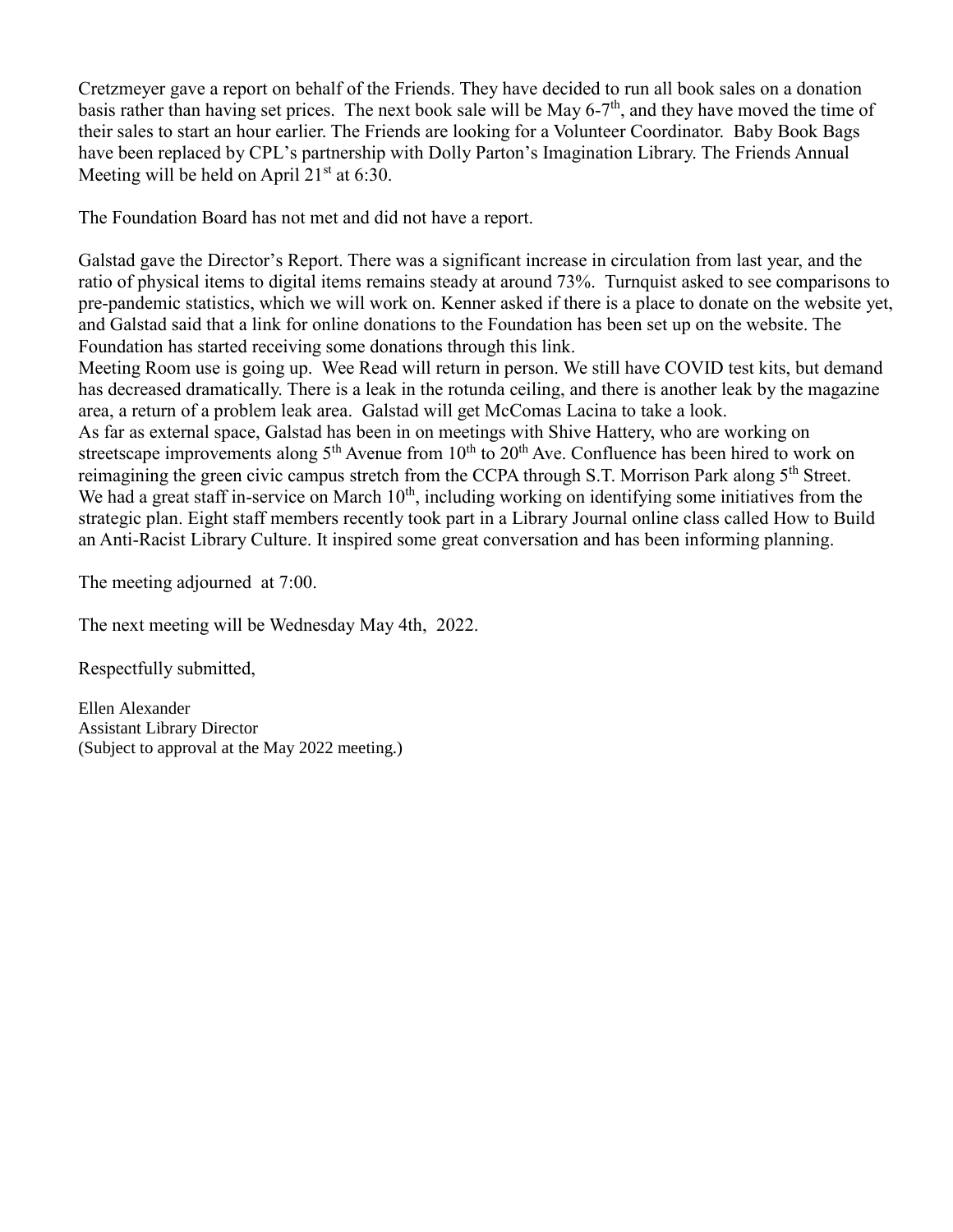Cretzmeyer gave a report on behalf of the Friends. They have decided to run all book sales on a donation basis rather than having set prices. The next book sale will be May 6-7th, and they have moved the time of their sales to start an hour earlier. The Friends are looking for a Volunteer Coordinator. Baby Book Bags have been replaced by CPL's partnership with Dolly Parton's Imagination Library. The Friends Annual Meeting will be held on April 21st at 6:30.

The Foundation Board has not met and did not have a report.

Galstad gave the Director's Report. There was a significant increase in circulation from last year, and the ratio of physical items to digital items remains steady at around 73%. Turnquist asked to see comparisons to pre-pandemic statistics, which we will work on. Kenner asked if there is a place to donate on the website yet, and Galstad said that a link for online donations to the Foundation has been set up on the website. The Foundation has started receiving some donations through this link.
Meeting Room use is going up. Wee Read will return in person. We still have COVID test kits, but demand has decreased dramatically. There is a leak in the rotunda ceiling, and there is another leak by the magazine area, a return of a problem leak area. Galstad will get McComas Lacina to take a look.
As far as external space, Galstad has been in on meetings with Shive Hattery, who are working on streetscape improvements along 5th Avenue from 10th to 20th Ave. Confluence has been hired to work on reimagining the green civic campus stretch from the CCPA through S.T. Morrison Park along 5th Street.
We had a great staff in-service on March 10th, including working on identifying some initiatives from the strategic plan. Eight staff members recently took part in a Library Journal online class called How to Build an Anti-Racist Library Culture. It inspired some great conversation and has been informing planning.

The meeting adjourned at 7:00.

The next meeting will be Wednesday May 4th, 2022.

Respectfully submitted,

Ellen Alexander
Assistant Library Director
(Subject to approval at the May 2022 meeting.)